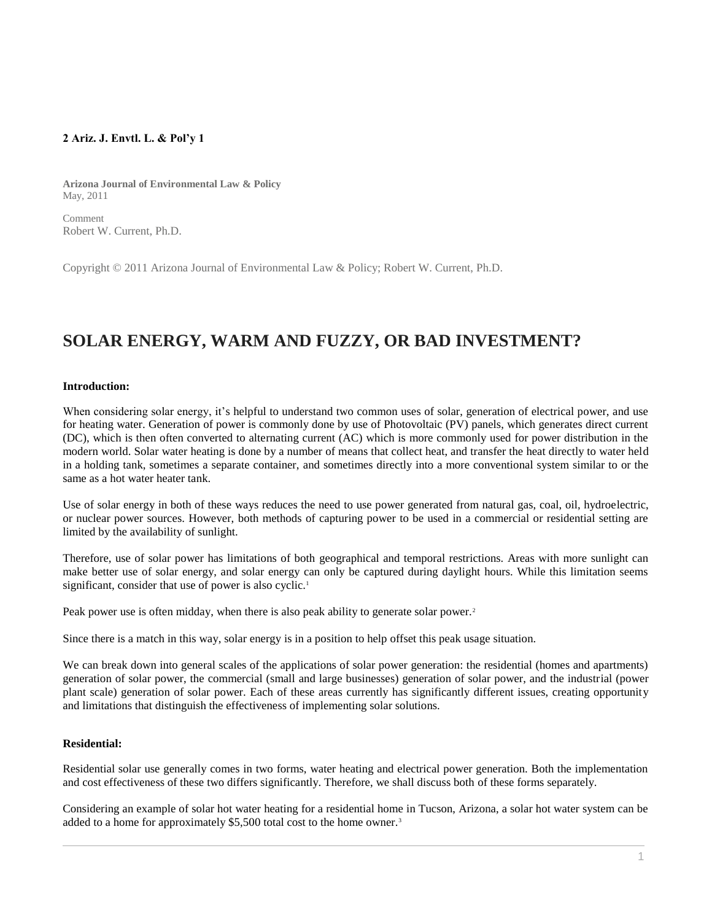**2 Ariz. J. Envtl. L. & Pol'y 1**

**Arizona Journal of Environmental Law & Policy**
May, 2011

Comment
Robert W. Current, Ph.D.

Copyright © 2011 Arizona Journal of Environmental Law & Policy; Robert W. Current, Ph.D.

# SOLAR ENERGY, WARM AND FUZZY, OR BAD INVESTMENT?

**Introduction:**

When considering solar energy, it's helpful to understand two common uses of solar, generation of electrical power, and use for heating water. Generation of power is commonly done by use of Photovoltaic (PV) panels, which generates direct current (DC), which is then often converted to alternating current (AC) which is more commonly used for power distribution in the modern world. Solar water heating is done by a number of means that collect heat, and transfer the heat directly to water held in a holding tank, sometimes a separate container, and sometimes directly into a more conventional system similar to or the same as a hot water heater tank.

Use of solar energy in both of these ways reduces the need to use power generated from natural gas, coal, oil, hydroelectric, or nuclear power sources. However, both methods of capturing power to be used in a commercial or residential setting are limited by the availability of sunlight.

Therefore, use of solar power has limitations of both geographical and temporal restrictions. Areas with more sunlight can make better use of solar energy, and solar energy can only be captured during daylight hours. While this limitation seems significant, consider that use of power is also cyclic.[1]

Peak power use is often midday, when there is also peak ability to generate solar power.[2]

Since there is a match in this way, solar energy is in a position to help offset this peak usage situation.

We can break down into general scales of the applications of solar power generation: the residential (homes and apartments) generation of solar power, the commercial (small and large businesses) generation of solar power, and the industrial (power plant scale) generation of solar power. Each of these areas currently has significantly different issues, creating opportunity and limitations that distinguish the effectiveness of implementing solar solutions.

**Residential:**

Residential solar use generally comes in two forms, water heating and electrical power generation. Both the implementation and cost effectiveness of these two differs significantly. Therefore, we shall discuss both of these forms separately.

Considering an example of solar hot water heating for a residential home in Tucson, Arizona, a solar hot water system can be added to a home for approximately $5,500 total cost to the home owner.[3]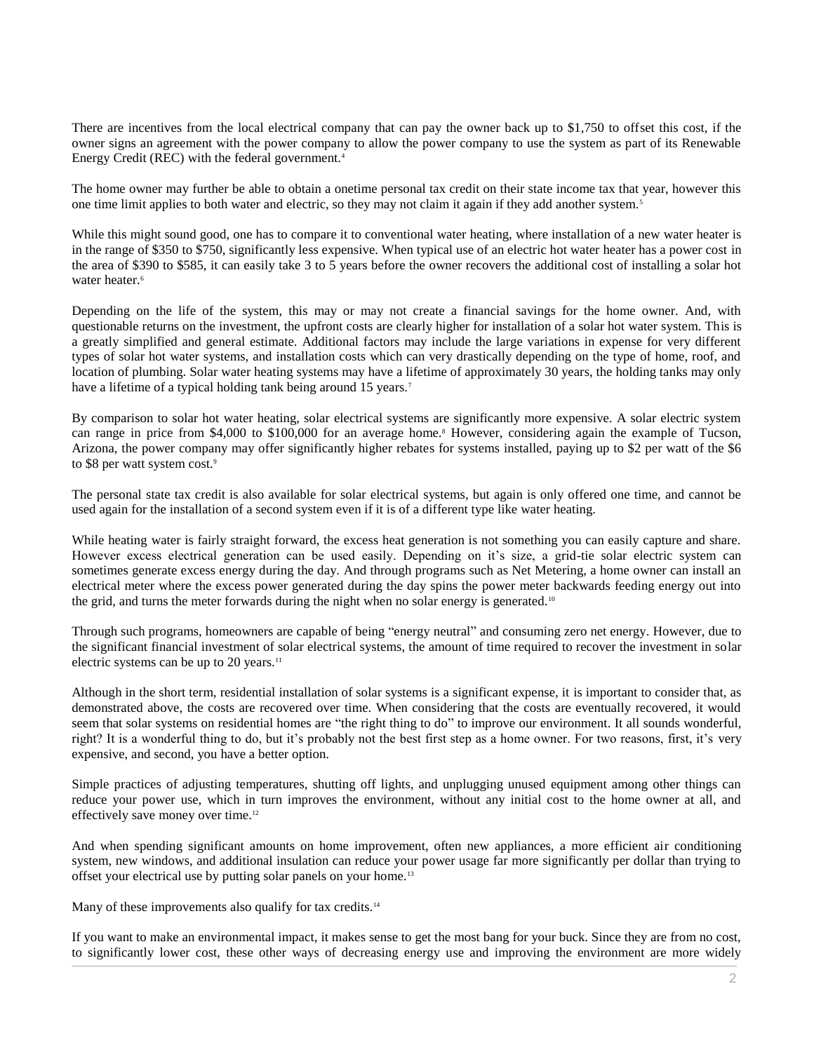There are incentives from the local electrical company that can pay the owner back up to $1,750 to offset this cost, if the owner signs an agreement with the power company to allow the power company to use the system as part of its Renewable Energy Credit (REC) with the federal government.[4]

The home owner may further be able to obtain a onetime personal tax credit on their state income tax that year, however this one time limit applies to both water and electric, so they may not claim it again if they add another system.[5]

While this might sound good, one has to compare it to conventional water heating, where installation of a new water heater is in the range of $350 to $750, significantly less expensive. When typical use of an electric hot water heater has a power cost in the area of $390 to $585, it can easily take 3 to 5 years before the owner recovers the additional cost of installing a solar hot water heater.[6]

Depending on the life of the system, this may or may not create a financial savings for the home owner. And, with questionable returns on the investment, the upfront costs are clearly higher for installation of a solar hot water system. This is a greatly simplified and general estimate. Additional factors may include the large variations in expense for very different types of solar hot water systems, and installation costs which can very drastically depending on the type of home, roof, and location of plumbing. Solar water heating systems may have a lifetime of approximately 30 years, the holding tanks may only have a lifetime of a typical holding tank being around 15 years.[7]

By comparison to solar hot water heating, solar electrical systems are significantly more expensive. A solar electric system can range in price from $4,000 to $100,000 for an average home.[8] However, considering again the example of Tucson, Arizona, the power company may offer significantly higher rebates for systems installed, paying up to $2 per watt of the $6 to $8 per watt system cost.[9]

The personal state tax credit is also available for solar electrical systems, but again is only offered one time, and cannot be used again for the installation of a second system even if it is of a different type like water heating.

While heating water is fairly straight forward, the excess heat generation is not something you can easily capture and share. However excess electrical generation can be used easily. Depending on it's size, a grid-tie solar electric system can sometimes generate excess energy during the day. And through programs such as Net Metering, a home owner can install an electrical meter where the excess power generated during the day spins the power meter backwards feeding energy out into the grid, and turns the meter forwards during the night when no solar energy is generated.[10]

Through such programs, homeowners are capable of being "energy neutral" and consuming zero net energy. However, due to the significant financial investment of solar electrical systems, the amount of time required to recover the investment in solar electric systems can be up to 20 years.[11]

Although in the short term, residential installation of solar systems is a significant expense, it is important to consider that, as demonstrated above, the costs are recovered over time. When considering that the costs are eventually recovered, it would seem that solar systems on residential homes are "the right thing to do" to improve our environment. It all sounds wonderful, right? It is a wonderful thing to do, but it's probably not the best first step as a home owner. For two reasons, first, it's very expensive, and second, you have a better option.

Simple practices of adjusting temperatures, shutting off lights, and unplugging unused equipment among other things can reduce your power use, which in turn improves the environment, without any initial cost to the home owner at all, and effectively save money over time.[12]

And when spending significant amounts on home improvement, often new appliances, a more efficient air conditioning system, new windows, and additional insulation can reduce your power usage far more significantly per dollar than trying to offset your electrical use by putting solar panels on your home.[13]

Many of these improvements also qualify for tax credits.[14]

If you want to make an environmental impact, it makes sense to get the most bang for your buck. Since they are from no cost, to significantly lower cost, these other ways of decreasing energy use and improving the environment are more widely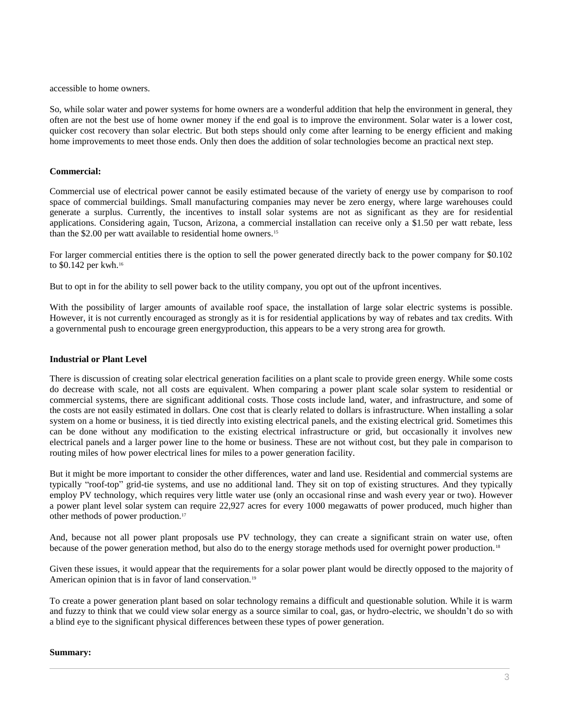accessible to home owners.

So, while solar water and power systems for home owners are a wonderful addition that help the environment in general, they often are not the best use of home owner money if the end goal is to improve the environment. Solar water is a lower cost, quicker cost recovery than solar electric. But both steps should only come after learning to be energy efficient and making home improvements to meet those ends. Only then does the addition of solar technologies become an practical next step.

**Commercial:**

Commercial use of electrical power cannot be easily estimated because of the variety of energy use by comparison to roof space of commercial buildings. Small manufacturing companies may never be zero energy, where large warehouses could generate a surplus. Currently, the incentives to install solar systems are not as significant as they are for residential applications. Considering again, Tucson, Arizona, a commercial installation can receive only a $1.50 per watt rebate, less than the $2.00 per watt available to residential home owners.[15]

For larger commercial entities there is the option to sell the power generated directly back to the power company for $0.102 to $0.142 per kwh.[16]

But to opt in for the ability to sell power back to the utility company, you opt out of the upfront incentives.

With the possibility of larger amounts of available roof space, the installation of large solar electric systems is possible. However, it is not currently encouraged as strongly as it is for residential applications by way of rebates and tax credits. With a governmental push to encourage green energyproduction, this appears to be a very strong area for growth.

**Industrial or Plant Level**

There is discussion of creating solar electrical generation facilities on a plant scale to provide green energy. While some costs do decrease with scale, not all costs are equivalent. When comparing a power plant scale solar system to residential or commercial systems, there are significant additional costs. Those costs include land, water, and infrastructure, and some of the costs are not easily estimated in dollars. One cost that is clearly related to dollars is infrastructure. When installing a solar system on a home or business, it is tied directly into existing electrical panels, and the existing electrical grid. Sometimes this can be done without any modification to the existing electrical infrastructure or grid, but occasionally it involves new electrical panels and a larger power line to the home or business. These are not without cost, but they pale in comparison to routing miles of how power electrical lines for miles to a power generation facility.

But it might be more important to consider the other differences, water and land use. Residential and commercial systems are typically "roof-top" grid-tie systems, and use no additional land. They sit on top of existing structures. And they typically employ PV technology, which requires very little water use (only an occasional rinse and wash every year or two). However a power plant level solar system can require 22,927 acres for every 1000 megawatts of power produced, much higher than other methods of power production.[17]

And, because not all power plant proposals use PV technology, they can create a significant strain on water use, often because of the power generation method, but also do to the energy storage methods used for overnight power production.[18]

Given these issues, it would appear that the requirements for a solar power plant would be directly opposed to the majority of American opinion that is in favor of land conservation.[19]

To create a power generation plant based on solar technology remains a difficult and questionable solution. While it is warm and fuzzy to think that we could view solar energy as a source similar to coal, gas, or hydro-electric, we shouldn't do so with a blind eye to the significant physical differences between these types of power generation.

**Summary:**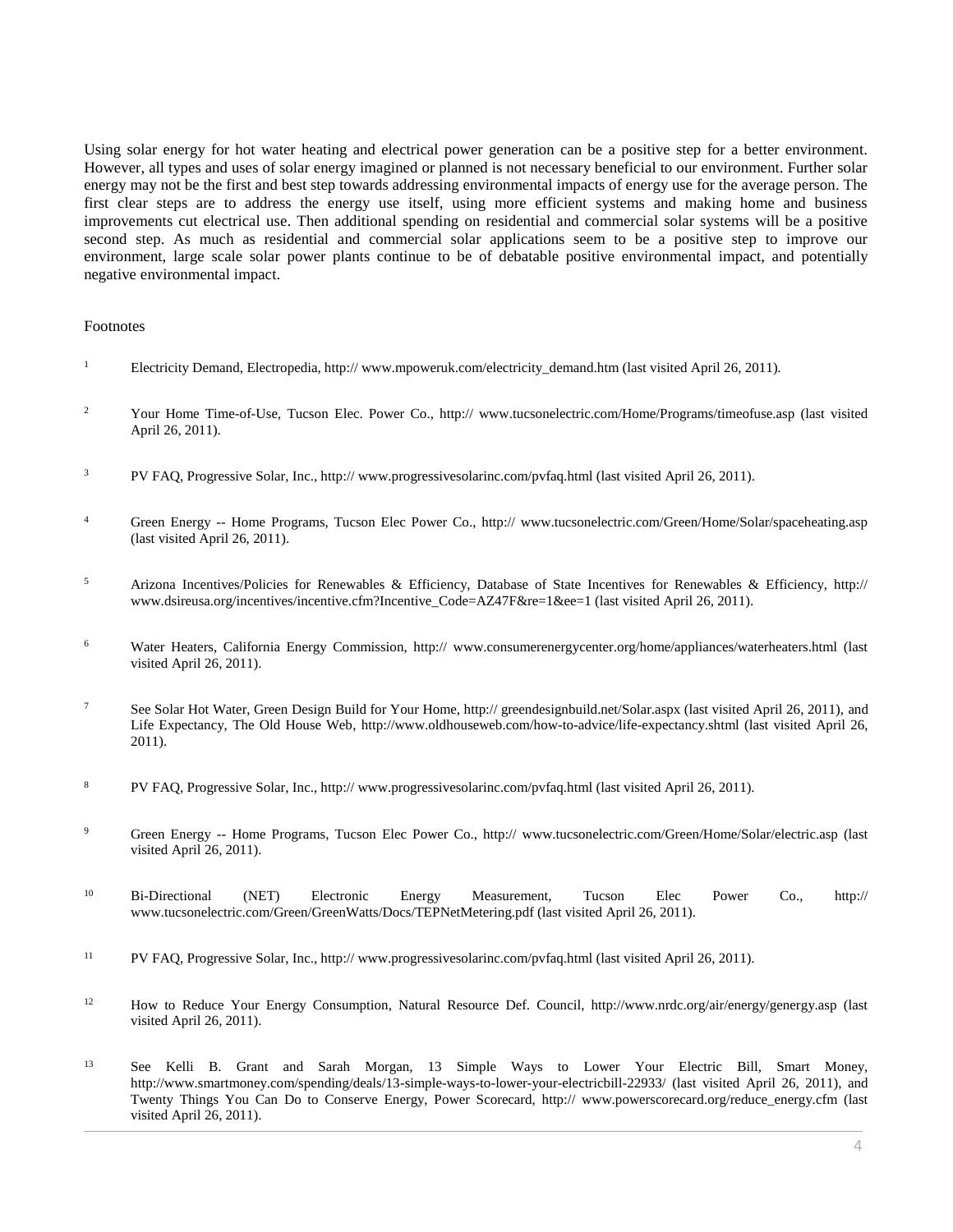Using solar energy for hot water heating and electrical power generation can be a positive step for a better environment. However, all types and uses of solar energy imagined or planned is not necessary beneficial to our environment. Further solar energy may not be the first and best step towards addressing environmental impacts of energy use for the average person. The first clear steps are to address the energy use itself, using more efficient systems and making home and business improvements cut electrical use. Then additional spending on residential and commercial solar systems will be a positive second step. As much as residential and commercial solar applications seem to be a positive step to improve our environment, large scale solar power plants continue to be of debatable positive environmental impact, and potentially negative environmental impact.

Footnotes

[1] Electricity Demand, Electropedia, http:// www.mpoweruk.com/electricity_demand.htm (last visited April 26, 2011).

[2] Your Home Time-of-Use, Tucson Elec. Power Co., http:// www.tucsonelectric.com/Home/Programs/timeofuse.asp (last visited April 26, 2011).

[3] PV FAQ, Progressive Solar, Inc., http:// www.progressivesolarinc.com/pvfaq.html (last visited April 26, 2011).

[4] Green Energy -- Home Programs, Tucson Elec Power Co., http:// www.tucsonelectric.com/Green/Home/Solar/spaceheating.asp (last visited April 26, 2011).

[5] Arizona Incentives/Policies for Renewables & Efficiency, Database of State Incentives for Renewables & Efficiency, http:// www.dsireusa.org/incentives/incentive.cfm?Incentive_Code=AZ47F&re=1&ee=1 (last visited April 26, 2011).

[6] Water Heaters, California Energy Commission, http:// www.consumerenergycenter.org/home/appliances/waterheaters.html (last visited April 26, 2011).

[7] See Solar Hot Water, Green Design Build for Your Home, http:// greendesignbuild.net/Solar.aspx (last visited April 26, 2011), and Life Expectancy, The Old House Web, http://www.oldhouseweb.com/how-to-advice/life-expectancy.shtml (last visited April 26, 2011).

[8] PV FAQ, Progressive Solar, Inc., http:// www.progressivesolarinc.com/pvfaq.html (last visited April 26, 2011).

[9] Green Energy -- Home Programs, Tucson Elec Power Co., http:// www.tucsonelectric.com/Green/Home/Solar/electric.asp (last visited April 26, 2011).

[10] Bi-Directional (NET) Electronic Energy Measurement, Tucson Elec Power Co., http:// www.tucsonelectric.com/Green/GreenWatts/Docs/TEPNetMetering.pdf (last visited April 26, 2011).

[11] PV FAQ, Progressive Solar, Inc., http:// www.progressivesolarinc.com/pvfaq.html (last visited April 26, 2011).

[12] How to Reduce Your Energy Consumption, Natural Resource Def. Council, http://www.nrdc.org/air/energy/genergy.asp (last visited April 26, 2011).

[13] See Kelli B. Grant and Sarah Morgan, 13 Simple Ways to Lower Your Electric Bill, Smart Money, http://www.smartmoney.com/spending/deals/13-simple-ways-to-lower-your-electricbill-22933/ (last visited April 26, 2011), and Twenty Things You Can Do to Conserve Energy, Power Scorecard, http:// www.powerscorecard.org/reduce_energy.cfm (last visited April 26, 2011).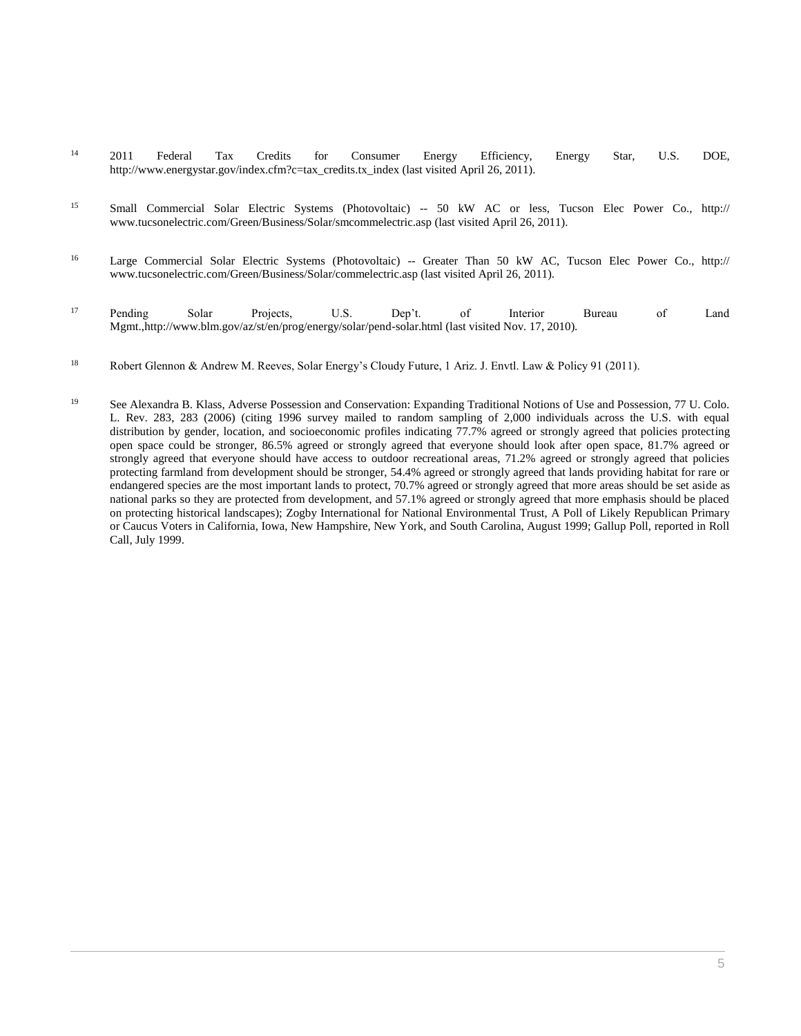[14] 2011 Federal Tax Credits for Consumer Energy Efficiency, Energy Star, U.S. DOE, http://www.energystar.gov/index.cfm?c=tax_credits.tx_index (last visited April 26, 2011).

[15] Small Commercial Solar Electric Systems (Photovoltaic) -- 50 kW AC or less, Tucson Elec Power Co., http:// www.tucsonelectric.com/Green/Business/Solar/smcommelectric.asp (last visited April 26, 2011).

[16] Large Commercial Solar Electric Systems (Photovoltaic) -- Greater Than 50 kW AC, Tucson Elec Power Co., http:// www.tucsonelectric.com/Green/Business/Solar/commelectric.asp (last visited April 26, 2011).

[17] Pending Solar Projects, U.S. Dep't. of Interior Bureau of Land Mgmt.,http://www.blm.gov/az/st/en/prog/energy/solar/pend-solar.html (last visited Nov. 17, 2010).

[18] Robert Glennon & Andrew M. Reeves, Solar Energy's Cloudy Future, 1 Ariz. J. Envtl. Law & Policy 91 (2011).

[19] See Alexandra B. Klass, Adverse Possession and Conservation: Expanding Traditional Notions of Use and Possession, 77 U. Colo. L. Rev. 283, 283 (2006) (citing 1996 survey mailed to random sampling of 2,000 individuals across the U.S. with equal distribution by gender, location, and socioeconomic profiles indicating 77.7% agreed or strongly agreed that policies protecting open space could be stronger, 86.5% agreed or strongly agreed that everyone should look after open space, 81.7% agreed or strongly agreed that everyone should have access to outdoor recreational areas, 71.2% agreed or strongly agreed that policies protecting farmland from development should be stronger, 54.4% agreed or strongly agreed that lands providing habitat for rare or endangered species are the most important lands to protect, 70.7% agreed or strongly agreed that more areas should be set aside as national parks so they are protected from development, and 57.1% agreed or strongly agreed that more emphasis should be placed on protecting historical landscapes); Zogby International for National Environmental Trust, A Poll of Likely Republican Primary or Caucus Voters in California, Iowa, New Hampshire, New York, and South Carolina, August 1999; Gallup Poll, reported in Roll Call, July 1999.